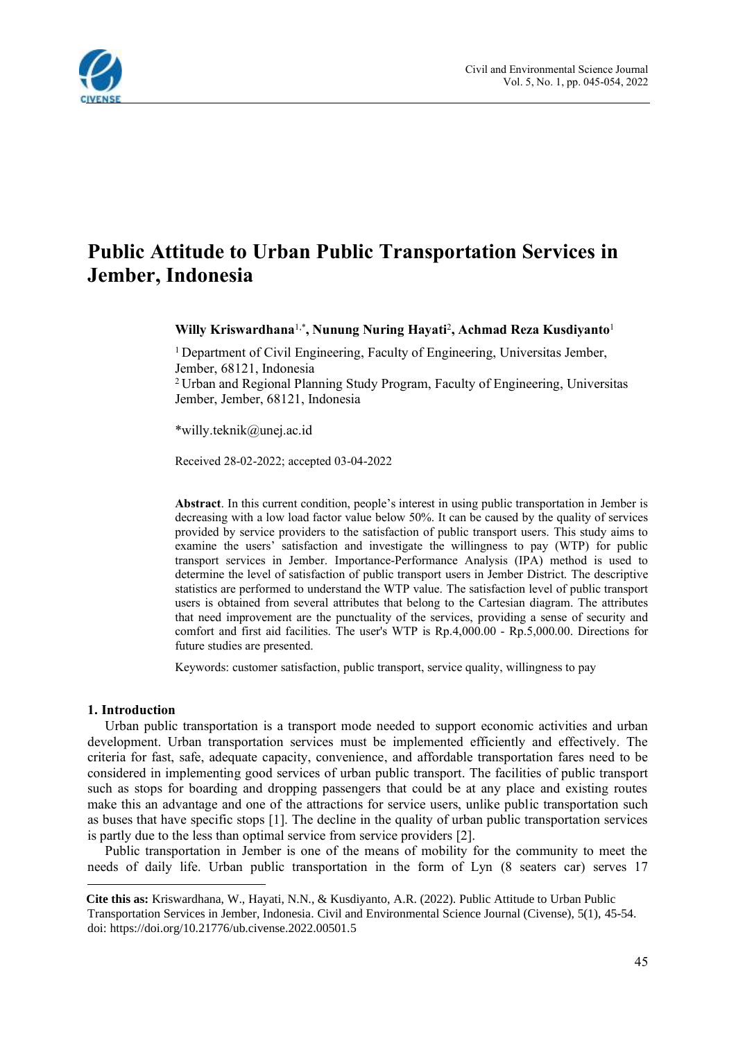# Public Attitude to Urban Public Transportation Services in Jember, Indonesia

**Willy Kriswardhana**[1,*], **Nunung Nuring Hayati**[2], **Achmad Reza Kusdiyanto**[1]

[1] Department of Civil Engineering, Faculty of Engineering, Universitas Jember, Jember, 68121, Indonesia

[2] Urban and Regional Planning Study Program, Faculty of Engineering, Universitas Jember, Jember, 68121, Indonesia

*willy.teknik@unej.ac.id

Received 28-02-2022; accepted 03-04-2022

**Abstract**. In this current condition, people's interest in using public transportation in Jember is decreasing with a low load factor value below 50%. It can be caused by the quality of services provided by service providers to the satisfaction of public transport users. This study aims to examine the users' satisfaction and investigate the willingness to pay (WTP) for public transport services in Jember. Importance-Performance Analysis (IPA) method is used to determine the level of satisfaction of public transport users in Jember District. The descriptive statistics are performed to understand the WTP value. The satisfaction level of public transport users is obtained from several attributes that belong to the Cartesian diagram. The attributes that need improvement are the punctuality of the services, providing a sense of security and comfort and first aid facilities. The user's WTP is Rp.4,000.00 - Rp.5,000.00. Directions for future studies are presented.

Keywords: customer satisfaction, public transport, service quality, willingness to pay

## 1. Introduction

Urban public transportation is a transport mode needed to support economic activities and urban development. Urban transportation services must be implemented efficiently and effectively. The criteria for fast, safe, adequate capacity, convenience, and affordable transportation fares need to be considered in implementing good services of urban public transport. The facilities of public transport such as stops for boarding and dropping passengers that could be at any place and existing routes make this an advantage and one of the attractions for service users, unlike public transportation such as buses that have specific stops [1]. The decline in the quality of urban public transportation services is partly due to the less than optimal service from service providers [2].

Public transportation in Jember is one of the means of mobility for the community to meet the needs of daily life. Urban public transportation in the form of Lyn (8 seaters car) serves 17

---

**Cite this as:** Kriswardhana, W., Hayati, N.N., & Kusdiyanto, A.R. (2022). Public Attitude to Urban Public Transportation Services in Jember, Indonesia. Civil and Environmental Science Journal (Civense), 5(1), 45-54. doi: https://doi.org/10.21776/ub.civense.2022.00501.5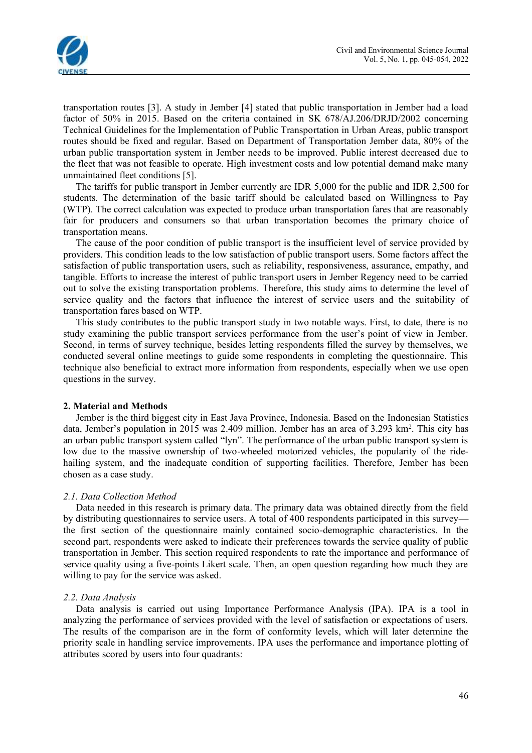transportation routes [3]. A study in Jember [4] stated that public transportation in Jember had a load factor of 50% in 2015. Based on the criteria contained in SK 678/AJ.206/DRJD/2002 concerning Technical Guidelines for the Implementation of Public Transportation in Urban Areas, public transport routes should be fixed and regular. Based on Department of Transportation Jember data, 80% of the urban public transportation system in Jember needs to be improved. Public interest decreased due to the fleet that was not feasible to operate. High investment costs and low potential demand make many unmaintained fleet conditions [5].

The tariffs for public transport in Jember currently are IDR 5,000 for the public and IDR 2,500 for students. The determination of the basic tariff should be calculated based on Willingness to Pay (WTP). The correct calculation was expected to produce urban transportation fares that are reasonably fair for producers and consumers so that urban transportation becomes the primary choice of transportation means.

The cause of the poor condition of public transport is the insufficient level of service provided by providers. This condition leads to the low satisfaction of public transport users. Some factors affect the satisfaction of public transportation users, such as reliability, responsiveness, assurance, empathy, and tangible. Efforts to increase the interest of public transport users in Jember Regency need to be carried out to solve the existing transportation problems. Therefore, this study aims to determine the level of service quality and the factors that influence the interest of service users and the suitability of transportation fares based on WTP.

This study contributes to the public transport study in two notable ways. First, to date, there is no study examining the public transport services performance from the user's point of view in Jember. Second, in terms of survey technique, besides letting respondents filled the survey by themselves, we conducted several online meetings to guide some respondents in completing the questionnaire. This technique also beneficial to extract more information from respondents, especially when we use open questions in the survey.

## 2. Material and Methods

Jember is the third biggest city in East Java Province, Indonesia. Based on the Indonesian Statistics data, Jember's population in 2015 was 2.409 million. Jember has an area of 3.293 km$^2$. This city has an urban public transport system called "lyn". The performance of the urban public transport system is low due to the massive ownership of two-wheeled motorized vehicles, the popularity of the ride-hailing system, and the inadequate condition of supporting facilities. Therefore, Jember has been chosen as a case study.

### *2.1. Data Collection Method*

Data needed in this research is primary data. The primary data was obtained directly from the field by distributing questionnaires to service users. A total of 400 respondents participated in this survey—the first section of the questionnaire mainly contained socio-demographic characteristics. In the second part, respondents were asked to indicate their preferences towards the service quality of public transportation in Jember. This section required respondents to rate the importance and performance of service quality using a five-points Likert scale. Then, an open question regarding how much they are willing to pay for the service was asked.

### *2.2. Data Analysis*

Data analysis is carried out using Importance Performance Analysis (IPA). IPA is a tool in analyzing the performance of services provided with the level of satisfaction or expectations of users. The results of the comparison are in the form of conformity levels, which will later determine the priority scale in handling service improvements. IPA uses the performance and importance plotting of attributes scored by users into four quadrants: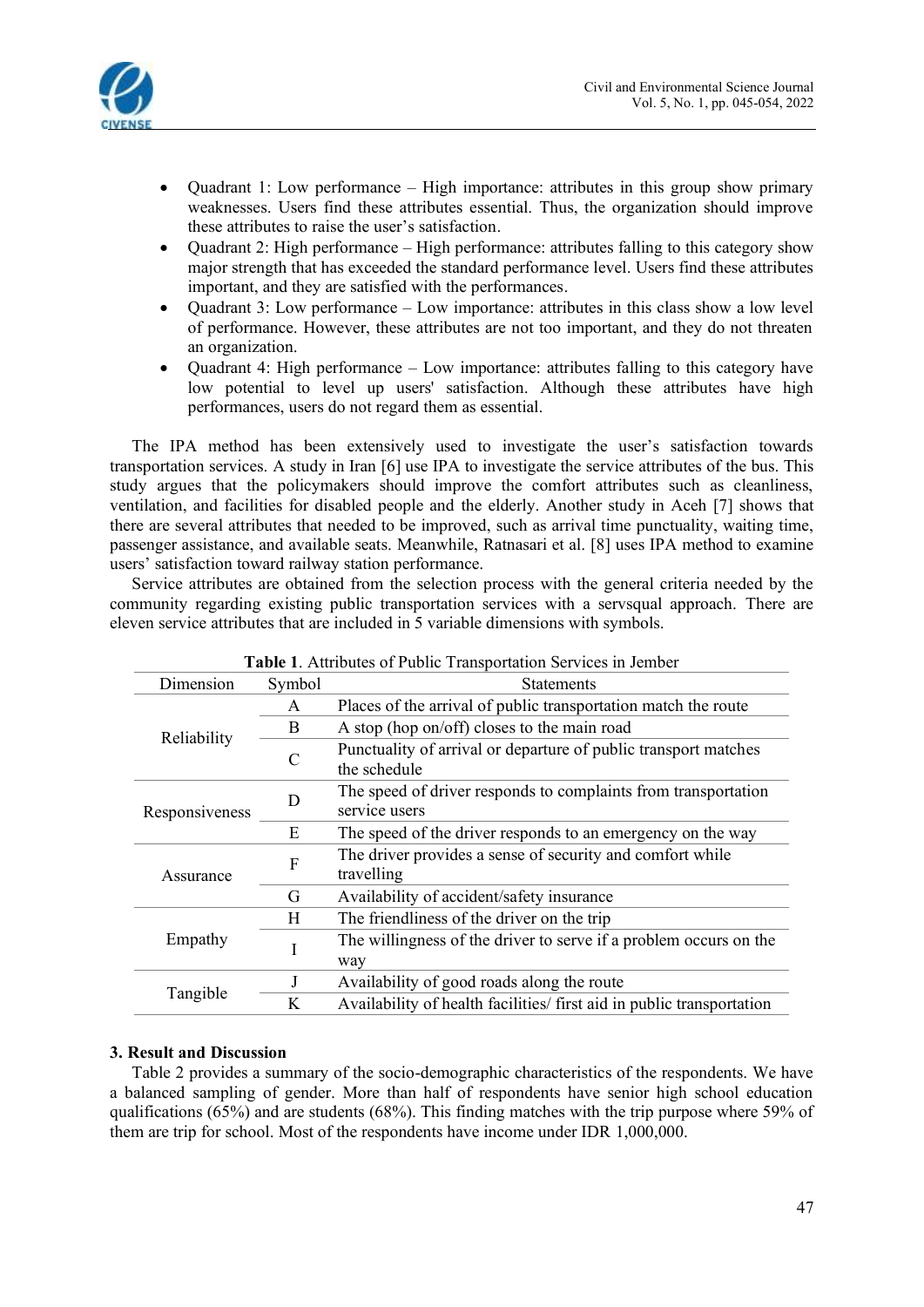- Quadrant 1: Low performance – High importance: attributes in this group show primary weaknesses. Users find these attributes essential. Thus, the organization should improve these attributes to raise the user's satisfaction.
- Quadrant 2: High performance – High importance: attributes falling to this category show major strength that has exceeded the standard performance level. Users find these attributes important, and they are satisfied with the performances.
- Quadrant 3: Low performance – Low importance: attributes in this class show a low level of performance. However, these attributes are not too important, and they do not threaten an organization.
- Quadrant 4: High performance – Low importance: attributes falling to this category have low potential to level up users' satisfaction. Although these attributes have high performances, users do not regard them as essential.

The IPA method has been extensively used to investigate the user's satisfaction towards transportation services. A study in Iran [6] use IPA to investigate the service attributes of the bus. This study argues that the policymakers should improve the comfort attributes such as cleanliness, ventilation, and facilities for disabled people and the elderly. Another study in Aceh [7] shows that there are several attributes that needed to be improved, such as arrival time punctuality, waiting time, passenger assistance, and available seats. Meanwhile, Ratnasari et al. [8] uses IPA method to examine users' satisfaction toward railway station performance.

Service attributes are obtained from the selection process with the general criteria needed by the community regarding existing public transportation services with a servsqual approach. There are eleven service attributes that are included in 5 variable dimensions with symbols.

**Table 1**. Attributes of Public Transportation Services in Jember

| Dimension | Symbol | Statements |
|---|---|---|
| Reliability | A | Places of the arrival of public transportation match the route |
| | B | A stop (hop on/off) closes to the main road |
| | C | Punctuality of arrival or departure of public transport matches the schedule |
| Responsiveness | D | The speed of driver responds to complaints from transportation service users |
| | E | The speed of the driver responds to an emergency on the way |
| Assurance | F | The driver provides a sense of security and comfort while travelling |
| | G | Availability of accident/safety insurance |
| Empathy | H | The friendliness of the driver on the trip |
| | I | The willingness of the driver to serve if a problem occurs on the way |
| Tangible | J | Availability of good roads along the route |
| | K | Availability of health facilities/ first aid in public transportation |

### 3. Result and Discussion

Table 2 provides a summary of the socio-demographic characteristics of the respondents. We have a balanced sampling of gender. More than half of respondents have senior high school education qualifications (65%) and are students (68%). This finding matches with the trip purpose where 59% of them are trip for school. Most of the respondents have income under IDR 1,000,000.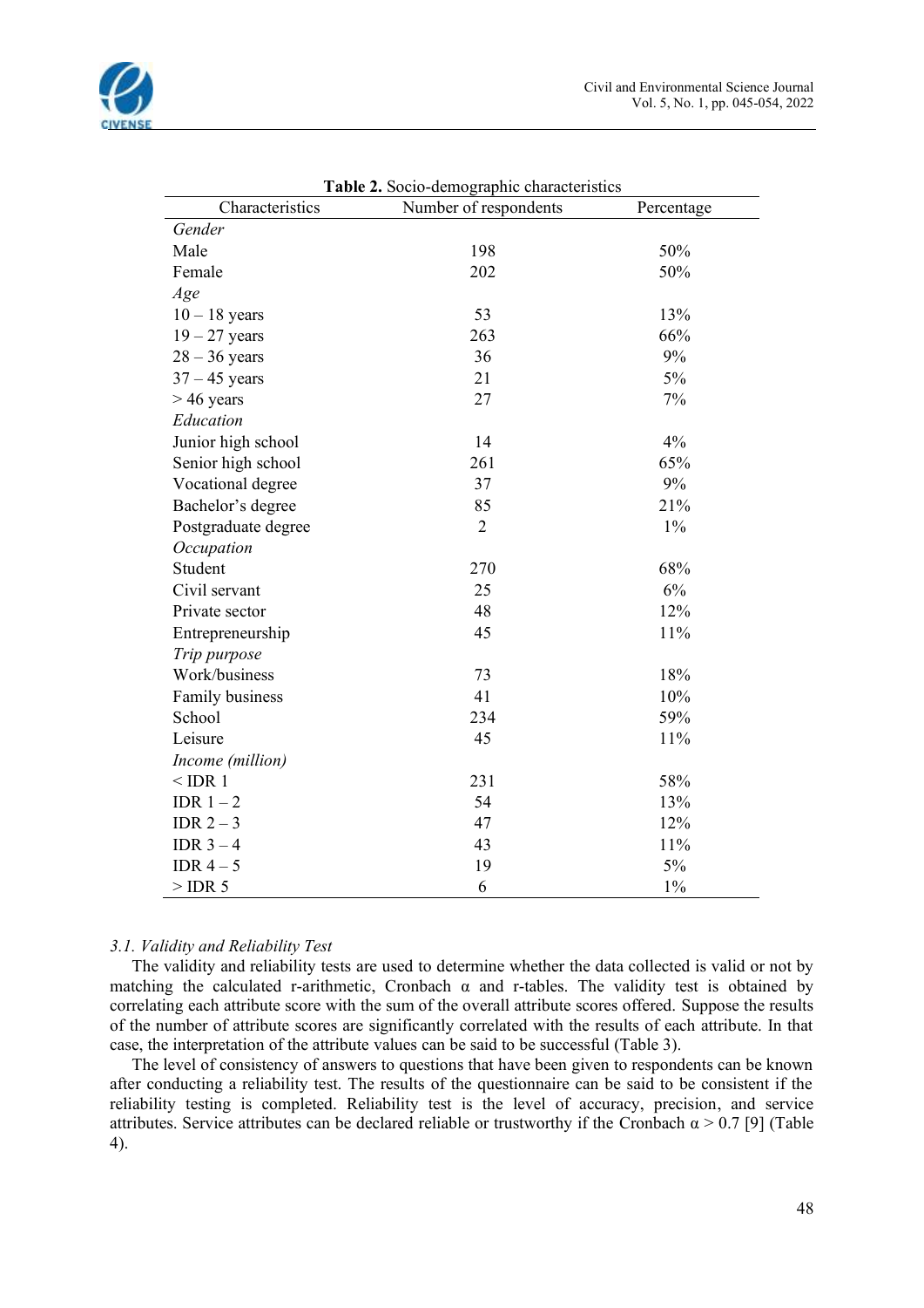**Table 2.** Socio-demographic characteristics

| Characteristics | Number of respondents | Percentage |
|---|---|---|
| *Gender* | | |
| Male | 198 | 50% |
| Female | 202 | 50% |
| *Age* | | |
| 10 – 18 years | 53 | 13% |
| 19 – 27 years | 263 | 66% |
| 28 – 36 years | 36 | 9% |
| 37 – 45 years | 21 | 5% |
| > 46 years | 27 | 7% |
| *Education* | | |
| Junior high school | 14 | 4% |
| Senior high school | 261 | 65% |
| Vocational degree | 37 | 9% |
| Bachelor's degree | 85 | 21% |
| Postgraduate degree | 2 | 1% |
| *Occupation* | | |
| Student | 270 | 68% |
| Civil servant | 25 | 6% |
| Private sector | 48 | 12% |
| Entrepreneurship | 45 | 11% |
| *Trip purpose* | | |
| Work/business | 73 | 18% |
| Family business | 41 | 10% |
| School | 234 | 59% |
| Leisure | 45 | 11% |
| *Income (million)* | | |
| < IDR 1 | 231 | 58% |
| IDR 1 – 2 | 54 | 13% |
| IDR 2 – 3 | 47 | 12% |
| IDR 3 – 4 | 43 | 11% |
| IDR 4 – 5 | 19 | 5% |
| > IDR 5 | 6 | 1% |

### *3.1. Validity and Reliability Test*

The validity and reliability tests are used to determine whether the data collected is valid or not by matching the calculated r-arithmetic, Cronbach α and r-tables. The validity test is obtained by correlating each attribute score with the sum of the overall attribute scores offered. Suppose the results of the number of attribute scores are significantly correlated with the results of each attribute. In that case, the interpretation of the attribute values can be said to be successful (Table 3).

The level of consistency of answers to questions that have been given to respondents can be known after conducting a reliability test. The results of the questionnaire can be said to be consistent if the reliability testing is completed. Reliability test is the level of accuracy, precision, and service attributes. Service attributes can be declared reliable or trustworthy if the Cronbach $\alpha > 0.7$ [9] (Table 4).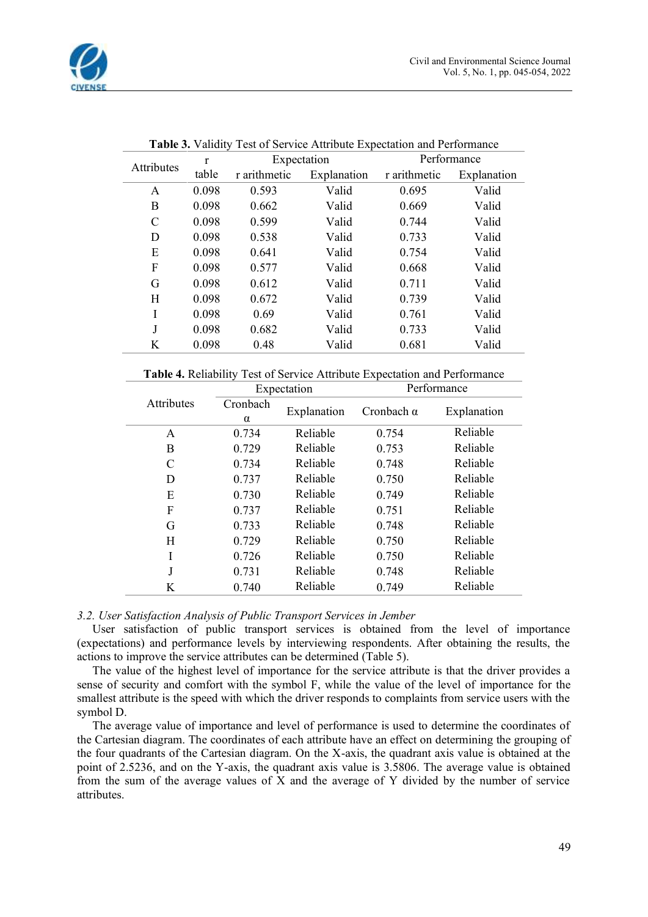**Table 3.** Validity Test of Service Attribute Expectation and Performance

| Attributes | r table | Expectation | | Performance | |
|---|---|---|---|---|---|
| | | r arithmetic | Explanation | r arithmetic | Explanation |
| A | 0.098 | 0.593 | Valid | 0.695 | Valid |
| B | 0.098 | 0.662 | Valid | 0.669 | Valid |
| C | 0.098 | 0.599 | Valid | 0.744 | Valid |
| D | 0.098 | 0.538 | Valid | 0.733 | Valid |
| E | 0.098 | 0.641 | Valid | 0.754 | Valid |
| F | 0.098 | 0.577 | Valid | 0.668 | Valid |
| G | 0.098 | 0.612 | Valid | 0.711 | Valid |
| H | 0.098 | 0.672 | Valid | 0.739 | Valid |
| I | 0.098 | 0.69 | Valid | 0.761 | Valid |
| J | 0.098 | 0.682 | Valid | 0.733 | Valid |
| K | 0.098 | 0.48 | Valid | 0.681 | Valid |

**Table 4.** Reliability Test of Service Attribute Expectation and Performance

| Attributes | Expectation | | Performance | |
|---|---|---|---|---|
| | Cronbach α | Explanation | Cronbach α | Explanation |
| A | 0.734 | Reliable | 0.754 | Reliable |
| B | 0.729 | Reliable | 0.753 | Reliable |
| C | 0.734 | Reliable | 0.748 | Reliable |
| D | 0.737 | Reliable | 0.750 | Reliable |
| E | 0.730 | Reliable | 0.749 | Reliable |
| F | 0.737 | Reliable | 0.751 | Reliable |
| G | 0.733 | Reliable | 0.748 | Reliable |
| H | 0.729 | Reliable | 0.750 | Reliable |
| I | 0.726 | Reliable | 0.750 | Reliable |
| J | 0.731 | Reliable | 0.748 | Reliable |
| K | 0.740 | Reliable | 0.749 | Reliable |

### *3.2. User Satisfaction Analysis of Public Transport Services in Jember*

User satisfaction of public transport services is obtained from the level of importance (expectations) and performance levels by interviewing respondents. After obtaining the results, the actions to improve the service attributes can be determined (Table 5).

The value of the highest level of importance for the service attribute is that the driver provides a sense of security and comfort with the symbol F, while the value of the level of importance for the smallest attribute is the speed with which the driver responds to complaints from service users with the symbol D.

The average value of importance and level of performance is used to determine the coordinates of the Cartesian diagram. The coordinates of each attribute have an effect on determining the grouping of the four quadrants of the Cartesian diagram. On the X-axis, the quadrant axis value is obtained at the point of 2.5236, and on the Y-axis, the quadrant axis value is 3.5806. The average value is obtained from the sum of the average values of X and the average of Y divided by the number of service attributes.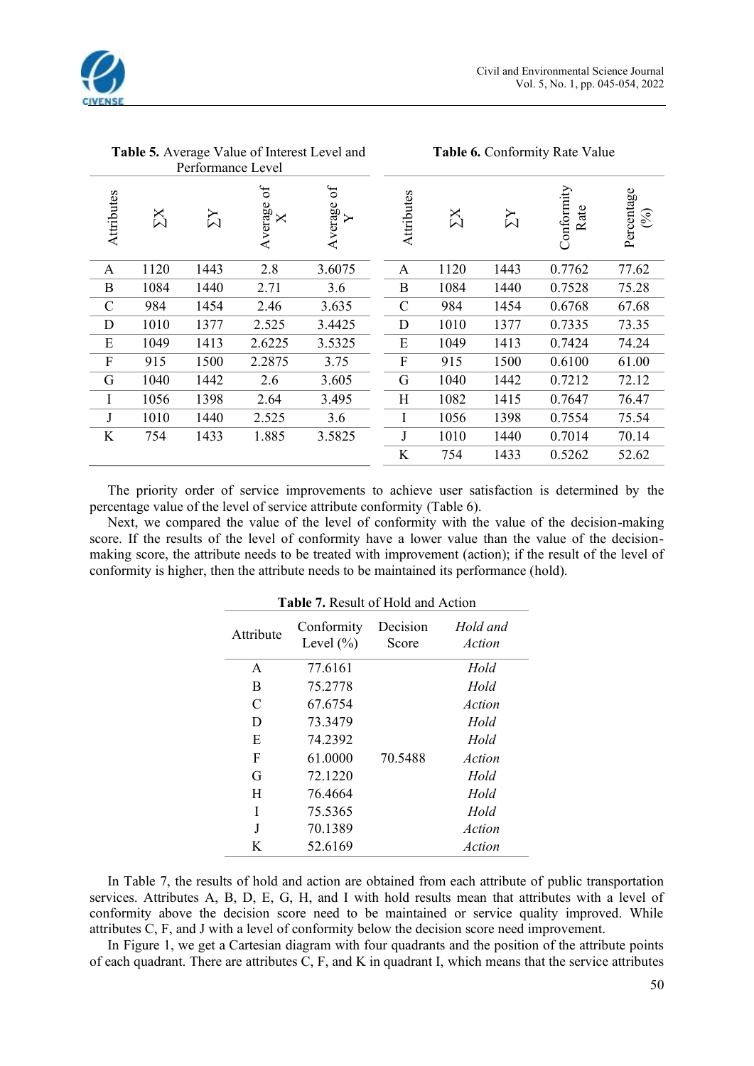**Table 5.** Average Value of Interest Level and Performance Level

| Attributes | ∑X | ∑Y | Average of X | Average of Y |
|---|---|---|---|---|
| A | 1120 | 1443 | 2.8 | 3.6075 |
| B | 1084 | 1440 | 2.71 | 3.6 |
| C | 984 | 1454 | 2.46 | 3.635 |
| D | 1010 | 1377 | 2.525 | 3.4425 |
| E | 1049 | 1413 | 2.6225 | 3.5325 |
| F | 915 | 1500 | 2.2875 | 3.75 |
| G | 1040 | 1442 | 2.6 | 3.605 |
| I | 1056 | 1398 | 2.64 | 3.495 |
| J | 1010 | 1440 | 2.525 | 3.6 |
| K | 754 | 1433 | 1.885 | 3.5825 |

**Table 6.** Conformity Rate Value

| Attributes | ∑X | ∑Y | Conformity Rate | Percentage (%) |
|---|---|---|---|---|
| A | 1120 | 1443 | 0.7762 | 77.62 |
| B | 1084 | 1440 | 0.7528 | 75.28 |
| C | 984 | 1454 | 0.6768 | 67.68 |
| D | 1010 | 1377 | 0.7335 | 73.35 |
| E | 1049 | 1413 | 0.7424 | 74.24 |
| F | 915 | 1500 | 0.6100 | 61.00 |
| G | 1040 | 1442 | 0.7212 | 72.12 |
| H | 1082 | 1415 | 0.7647 | 76.47 |
| I | 1056 | 1398 | 0.7554 | 75.54 |
| J | 1010 | 1440 | 0.7014 | 70.14 |
| K | 754 | 1433 | 0.5262 | 52.62 |

The priority order of service improvements to achieve user satisfaction is determined by the percentage value of the level of service attribute conformity (Table 6).

Next, we compared the value of the level of conformity with the value of the decision-making score. If the results of the level of conformity have a lower value than the value of the decision-making score, the attribute needs to be treated with improvement (action); if the result of the level of conformity is higher, then the attribute needs to be maintained its performance (hold).

**Table 7.** Result of Hold and Action

| Attribute | Conformity Level (%) | Decision Score | *Hold and Action* |
|---|---|---|---|
| A | 77.6161 | | *Hold* |
| B | 75.2778 | | *Hold* |
| C | 67.6754 | | *Action* |
| D | 73.3479 | | *Hold* |
| E | 74.2392 | | *Hold* |
| F | 61.0000 | 70.5488 | *Action* |
| G | 72.1220 | | *Hold* |
| H | 76.4664 | | *Hold* |
| I | 75.5365 | | *Hold* |
| J | 70.1389 | | *Action* |
| K | 52.6169 | | *Action* |

In Table 7, the results of hold and action are obtained from each attribute of public transportation services. Attributes A, B, D, E, G, H, and I with hold results mean that attributes with a level of conformity above the decision score need to be maintained or service quality improved. While attributes C, F, and J with a level of conformity below the decision score need improvement.

In Figure 1, we get a Cartesian diagram with four quadrants and the position of the attribute points of each quadrant. There are attributes C, F, and K in quadrant I, which means that the service attributes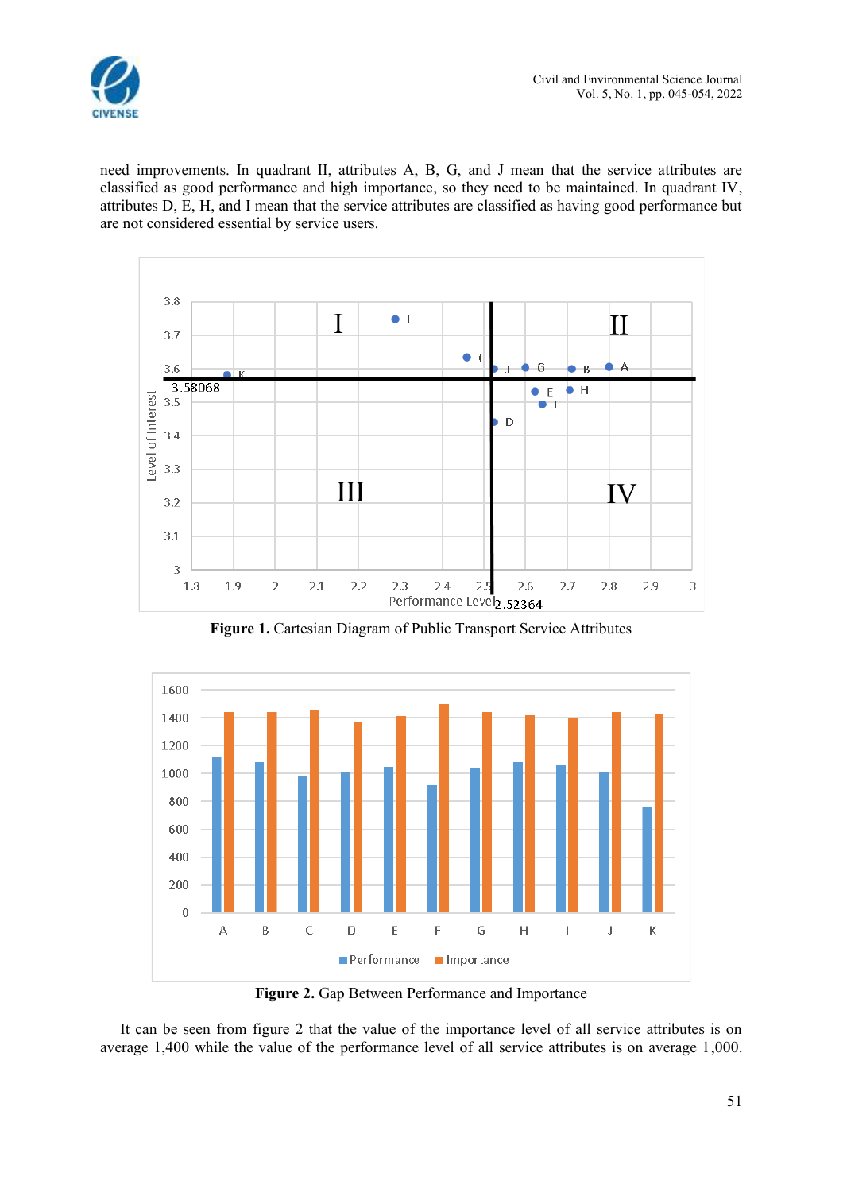need improvements. In quadrant II, attributes A, B, G, and J mean that the service attributes are classified as good performance and high importance, so they need to be maintained. In quadrant IV, attributes D, E, H, and I mean that the service attributes are classified as having good performance but are not considered essential by service users.

**Figure 1.** Cartesian Diagram of Public Transport Service Attributes

**Figure 2.** Gap Between Performance and Importance

It can be seen from figure 2 that the value of the importance level of all service attributes is on average 1,400 while the value of the performance level of all service attributes is on average 1,000.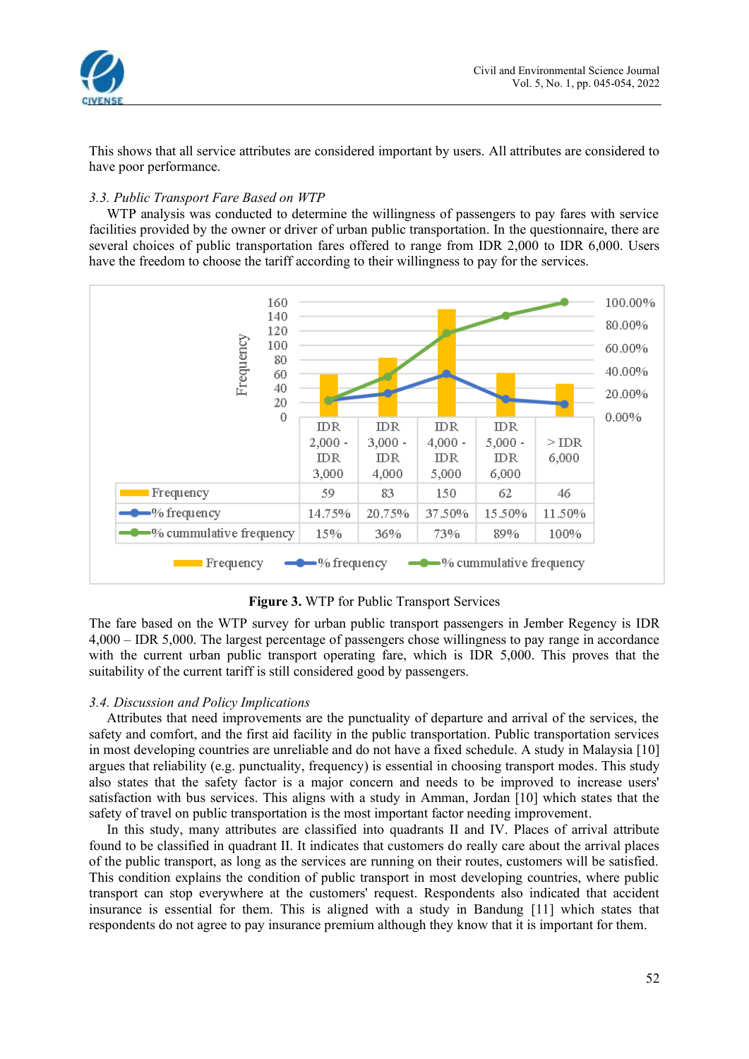This shows that all service attributes are considered important by users. All attributes are considered to have poor performance.

### *3.3. Public Transport Fare Based on WTP*

WTP analysis was conducted to determine the willingness of passengers to pay fares with service facilities provided by the owner or driver of urban public transportation. In the questionnaire, there are several choices of public transportation fares offered to range from IDR 2,000 to IDR 6,000. Users have the freedom to choose the tariff according to their willingness to pay for the services.

| | IDR 2,000 - IDR 3,000 | IDR 3,000 - IDR 4,000 | IDR 4,000 - IDR 5,000 | IDR 5,000 - IDR 6,000 | > IDR 6,000 |
|---|---|---|---|---|---|
| Frequency | 59 | 83 | 150 | 62 | 46 |
| % frequency | 14.75% | 20.75% | 37.50% | 15.50% | 11.50% |
| % cummulative frequency | 15% | 36% | 73% | 89% | 100% |

**Figure 3.** WTP for Public Transport Services

The fare based on the WTP survey for urban public transport passengers in Jember Regency is IDR 4,000 – IDR 5,000. The largest percentage of passengers chose willingness to pay range in accordance with the current urban public transport operating fare, which is IDR 5,000. This proves that the suitability of the current tariff is still considered good by passengers.

### *3.4. Discussion and Policy Implications*

Attributes that need improvements are the punctuality of departure and arrival of the services, the safety and comfort, and the first aid facility in the public transportation. Public transportation services in most developing countries are unreliable and do not have a fixed schedule. A study in Malaysia [10] argues that reliability (e.g. punctuality, frequency) is essential in choosing transport modes. This study also states that the safety factor is a major concern and needs to be improved to increase users' satisfaction with bus services. This aligns with a study in Amman, Jordan [10] which states that the safety of travel on public transportation is the most important factor needing improvement.

In this study, many attributes are classified into quadrants II and IV. Places of arrival attribute found to be classified in quadrant II. It indicates that customers do really care about the arrival places of the public transport, as long as the services are running on their routes, customers will be satisfied. This condition explains the condition of public transport in most developing countries, where public transport can stop everywhere at the customers' request. Respondents also indicated that accident insurance is essential for them. This is aligned with a study in Bandung [11] which states that respondents do not agree to pay insurance premium although they know that it is important for them.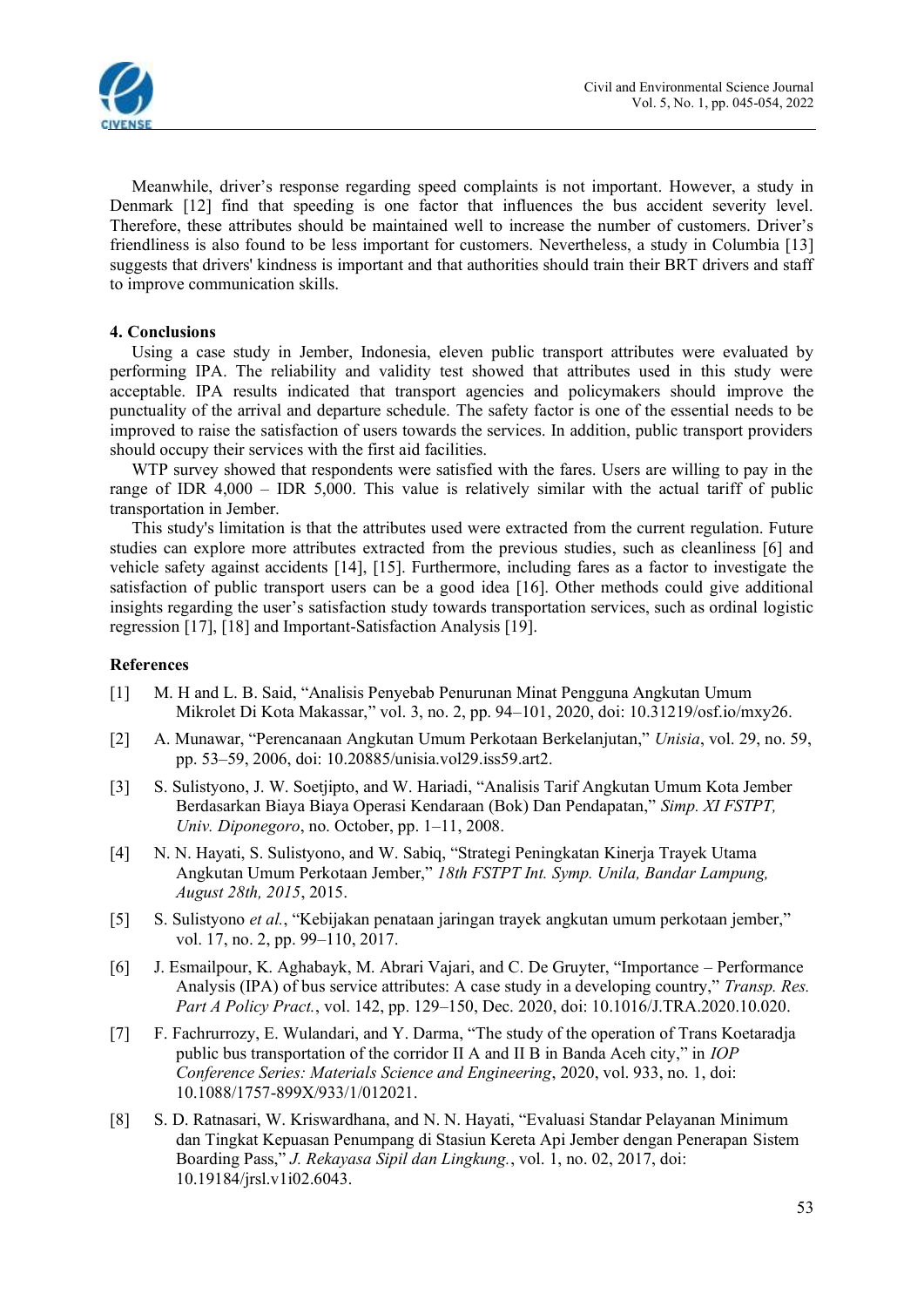Meanwhile, driver's response regarding speed complaints is not important. However, a study in Denmark [12] find that speeding is one factor that influences the bus accident severity level. Therefore, these attributes should be maintained well to increase the number of customers. Driver's friendliness is also found to be less important for customers. Nevertheless, a study in Columbia [13] suggests that drivers' kindness is important and that authorities should train their BRT drivers and staff to improve communication skills.

## 4. Conclusions

Using a case study in Jember, Indonesia, eleven public transport attributes were evaluated by performing IPA. The reliability and validity test showed that attributes used in this study were acceptable. IPA results indicated that transport agencies and policymakers should improve the punctuality of the arrival and departure schedule. The safety factor is one of the essential needs to be improved to raise the satisfaction of users towards the services. In addition, public transport providers should occupy their services with the first aid facilities.

WTP survey showed that respondents were satisfied with the fares. Users are willing to pay in the range of IDR 4,000 – IDR 5,000. This value is relatively similar with the actual tariff of public transportation in Jember.

This study's limitation is that the attributes used were extracted from the current regulation. Future studies can explore more attributes extracted from the previous studies, such as cleanliness [6] and vehicle safety against accidents [14], [15]. Furthermore, including fares as a factor to investigate the satisfaction of public transport users can be a good idea [16]. Other methods could give additional insights regarding the user's satisfaction study towards transportation services, such as ordinal logistic regression [17], [18] and Important-Satisfaction Analysis [19].

## References

[1] M. H and L. B. Said, "Analisis Penyebab Penurunan Minat Pengguna Angkutan Umum Mikrolet Di Kota Makassar," vol. 3, no. 2, pp. 94–101, 2020, doi: 10.31219/osf.io/mxy26.

[2] A. Munawar, "Perencanaan Angkutan Umum Perkotaan Berkelanjutan," *Unisia*, vol. 29, no. 59, pp. 53–59, 2006, doi: 10.20885/unisia.vol29.iss59.art2.

[3] S. Sulistyono, J. W. Soetjipto, and W. Hariadi, "Analisis Tarif Angkutan Umum Kota Jember Berdasarkan Biaya Biaya Operasi Kendaraan (Bok) Dan Pendapatan," *Simp. XI FSTPT, Univ. Diponegoro*, no. October, pp. 1–11, 2008.

[4] N. N. Hayati, S. Sulistyono, and W. Sabiq, "Strategi Peningkatan Kinerja Trayek Utama Angkutan Umum Perkotaan Jember," *18th FSTPT Int. Symp. Unila, Bandar Lampung, August 28th, 2015*, 2015.

[5] S. Sulistyono *et al.*, "Kebijakan penataan jaringan trayek angkutan umum perkotaan jember," vol. 17, no. 2, pp. 99–110, 2017.

[6] J. Esmailpour, K. Aghabayk, M. Abrari Vajari, and C. De Gruyter, "Importance – Performance Analysis (IPA) of bus service attributes: A case study in a developing country," *Transp. Res. Part A Policy Pract.*, vol. 142, pp. 129–150, Dec. 2020, doi: 10.1016/J.TRA.2020.10.020.

[7] F. Fachrurrozy, E. Wulandari, and Y. Darma, "The study of the operation of Trans Koetaradja public bus transportation of the corridor II A and II B in Banda Aceh city," in *IOP Conference Series: Materials Science and Engineering*, 2020, vol. 933, no. 1, doi: 10.1088/1757-899X/933/1/012021.

[8] S. D. Ratnasari, W. Kriswardhana, and N. N. Hayati, "Evaluasi Standar Pelayanan Minimum dan Tingkat Kepuasan Penumpang di Stasiun Kereta Api Jember dengan Penerapan Sistem Boarding Pass," *J. Rekayasa Sipil dan Lingkung.*, vol. 1, no. 02, 2017, doi: 10.19184/jrsl.v1i02.6043.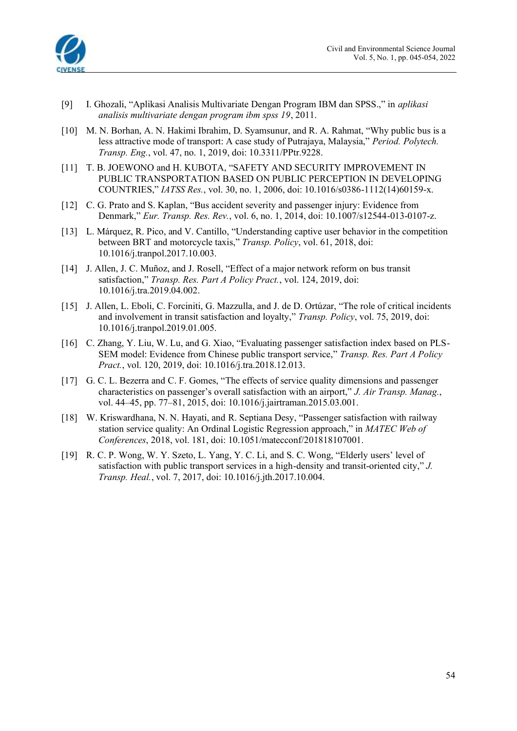[9] I. Ghozali, "Aplikasi Analisis Multivariate Dengan Program IBM dan SPSS.," in *aplikasi analisis multivariate dengan program ibm spss 19*, 2011.

[10] M. N. Borhan, A. N. Hakimi Ibrahim, D. Syamsunur, and R. A. Rahmat, "Why public bus is a less attractive mode of transport: A case study of Putrajaya, Malaysia," *Period. Polytech. Transp. Eng.*, vol. 47, no. 1, 2019, doi: 10.3311/PPtr.9228.

[11] T. B. JOEWONO and H. KUBOTA, "SAFETY AND SECURITY IMPROVEMENT IN PUBLIC TRANSPORTATION BASED ON PUBLIC PERCEPTION IN DEVELOPING COUNTRIES," *IATSS Res.*, vol. 30, no. 1, 2006, doi: 10.1016/s0386-1112(14)60159-x.

[12] C. G. Prato and S. Kaplan, "Bus accident severity and passenger injury: Evidence from Denmark," *Eur. Transp. Res. Rev.*, vol. 6, no. 1, 2014, doi: 10.1007/s12544-013-0107-z.

[13] L. Márquez, R. Pico, and V. Cantillo, "Understanding captive user behavior in the competition between BRT and motorcycle taxis," *Transp. Policy*, vol. 61, 2018, doi: 10.1016/j.tranpol.2017.10.003.

[14] J. Allen, J. C. Muñoz, and J. Rosell, "Effect of a major network reform on bus transit satisfaction," *Transp. Res. Part A Policy Pract.*, vol. 124, 2019, doi: 10.1016/j.tra.2019.04.002.

[15] J. Allen, L. Eboli, C. Forciniti, G. Mazzulla, and J. de D. Ortúzar, "The role of critical incidents and involvement in transit satisfaction and loyalty," *Transp. Policy*, vol. 75, 2019, doi: 10.1016/j.tranpol.2019.01.005.

[16] C. Zhang, Y. Liu, W. Lu, and G. Xiao, "Evaluating passenger satisfaction index based on PLS-SEM model: Evidence from Chinese public transport service," *Transp. Res. Part A Policy Pract.*, vol. 120, 2019, doi: 10.1016/j.tra.2018.12.013.

[17] G. C. L. Bezerra and C. F. Gomes, "The effects of service quality dimensions and passenger characteristics on passenger's overall satisfaction with an airport," *J. Air Transp. Manag.*, vol. 44–45, pp. 77–81, 2015, doi: 10.1016/j.jairtraman.2015.03.001.

[18] W. Kriswardhana, N. N. Hayati, and R. Septiana Desy, "Passenger satisfaction with railway station service quality: An Ordinal Logistic Regression approach," in *MATEC Web of Conferences*, 2018, vol. 181, doi: 10.1051/matecconf/201818107001.

[19] R. C. P. Wong, W. Y. Szeto, L. Yang, Y. C. Li, and S. C. Wong, "Elderly users' level of satisfaction with public transport services in a high-density and transit-oriented city," *J. Transp. Heal.*, vol. 7, 2017, doi: 10.1016/j.jth.2017.10.004.